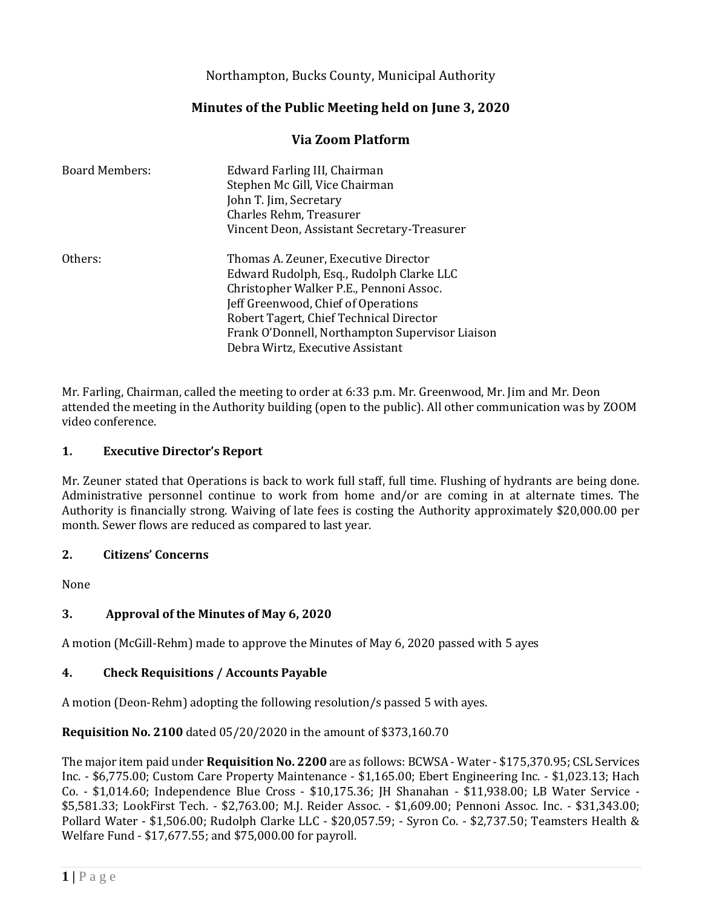Northampton, Bucks County, Municipal Authority

# Minutes of the Public Meeting held on June 3, 2020

## Via Zoom Platform

| | |
|---|---|
| Board Members: | Edward Farling III, Chairman |
| | Stephen Mc Gill, Vice Chairman |
| | John T. Jim, Secretary |
| | Charles Rehm, Treasurer |
| | Vincent Deon, Assistant Secretary-Treasurer |
| Others: | Thomas A. Zeuner, Executive Director |
| | Edward Rudolph, Esq., Rudolph Clarke LLC |
| | Christopher Walker P.E., Pennoni Assoc. |
| | Jeff Greenwood, Chief of Operations |
| | Robert Tagert, Chief Technical Director |
| | Frank O'Donnell, Northampton Supervisor Liaison |
| | Debra Wirtz, Executive Assistant |

Mr. Farling, Chairman, called the meeting to order at 6:33 p.m. Mr. Greenwood, Mr. Jim and Mr. Deon attended the meeting in the Authority building (open to the public). All other communication was by ZOOM video conference.

### 1. Executive Director's Report

Mr. Zeuner stated that Operations is back to work full staff, full time. Flushing of hydrants are being done. Administrative personnel continue to work from home and/or are coming in at alternate times. The Authority is financially strong. Waiving of late fees is costing the Authority approximately $20,000.00 per month. Sewer flows are reduced as compared to last year.

### 2. Citizens' Concerns

None

### 3. Approval of the Minutes of May 6, 2020

A motion (McGill-Rehm) made to approve the Minutes of May 6, 2020 passed with 5 ayes

### 4. Check Requisitions / Accounts Payable

A motion (Deon-Rehm) adopting the following resolution/s passed 5 with ayes.

**Requisition No. 2100** dated 05/20/2020 in the amount of $373,160.70

The major item paid under **Requisition No. 2200** are as follows: BCWSA - Water - $175,370.95; CSL Services Inc. - $6,775.00; Custom Care Property Maintenance - $1,165.00; Ebert Engineering Inc. - $1,023.13; Hach Co. - $1,014.60; Independence Blue Cross - $10,175.36; JH Shanahan - $11,938.00; LB Water Service - $5,581.33; LookFirst Tech. - $2,763.00; M.J. Reider Assoc. - $1,609.00; Pennoni Assoc. Inc. - $31,343.00; Pollard Water - $1,506.00; Rudolph Clarke LLC - $20,057.59; - Syron Co. - $2,737.50; Teamsters Health & Welfare Fund - $17,677.55; and $75,000.00 for payroll.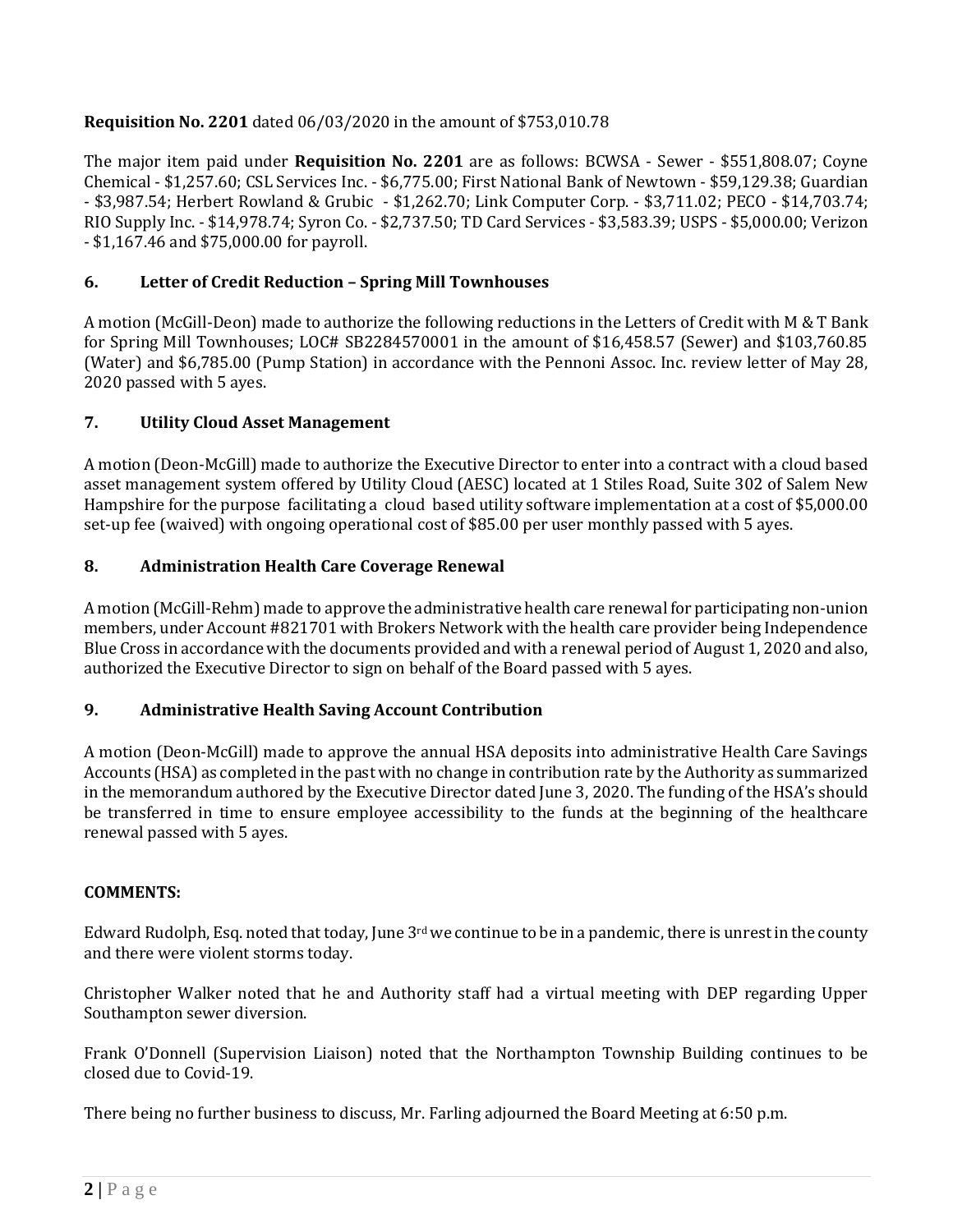**Requisition No. 2201** dated 06/03/2020 in the amount of $753,010.78

The major item paid under **Requisition No. 2201** are as follows: BCWSA - Sewer - $551,808.07; Coyne Chemical - $1,257.60; CSL Services Inc. - $6,775.00; First National Bank of Newtown - $59,129.38; Guardian - $3,987.54; Herbert Rowland & Grubic - $1,262.70; Link Computer Corp. - $3,711.02; PECO - $14,703.74; RIO Supply Inc. - $14,978.74; Syron Co. - $2,737.50; TD Card Services - $3,583.39; USPS - $5,000.00; Verizon - $1,167.46 and $75,000.00 for payroll.

### 6. Letter of Credit Reduction – Spring Mill Townhouses

A motion (McGill-Deon) made to authorize the following reductions in the Letters of Credit with M & T Bank for Spring Mill Townhouses; LOC# SB2284570001 in the amount of $16,458.57 (Sewer) and $103,760.85 (Water) and $6,785.00 (Pump Station) in accordance with the Pennoni Assoc. Inc. review letter of May 28, 2020 passed with 5 ayes.

### 7. Utility Cloud Asset Management

A motion (Deon-McGill) made to authorize the Executive Director to enter into a contract with a cloud based asset management system offered by Utility Cloud (AESC) located at 1 Stiles Road, Suite 302 of Salem New Hampshire for the purpose facilitating a cloud based utility software implementation at a cost of $5,000.00 set-up fee (waived) with ongoing operational cost of $85.00 per user monthly passed with 5 ayes.

### 8. Administration Health Care Coverage Renewal

A motion (McGill-Rehm) made to approve the administrative health care renewal for participating non-union members, under Account #821701 with Brokers Network with the health care provider being Independence Blue Cross in accordance with the documents provided and with a renewal period of August 1, 2020 and also, authorized the Executive Director to sign on behalf of the Board passed with 5 ayes.

### 9. Administrative Health Saving Account Contribution

A motion (Deon-McGill) made to approve the annual HSA deposits into administrative Health Care Savings Accounts (HSA) as completed in the past with no change in contribution rate by the Authority as summarized in the memorandum authored by the Executive Director dated June 3, 2020. The funding of the HSA's should be transferred in time to ensure employee accessibility to the funds at the beginning of the healthcare renewal passed with 5 ayes.

**COMMENTS:**

Edward Rudolph, Esq. noted that today, June 3rd we continue to be in a pandemic, there is unrest in the county and there were violent storms today.

Christopher Walker noted that he and Authority staff had a virtual meeting with DEP regarding Upper Southampton sewer diversion.

Frank O'Donnell (Supervision Liaison) noted that the Northampton Township Building continues to be closed due to Covid-19.

There being no further business to discuss, Mr. Farling adjourned the Board Meeting at 6:50 p.m.